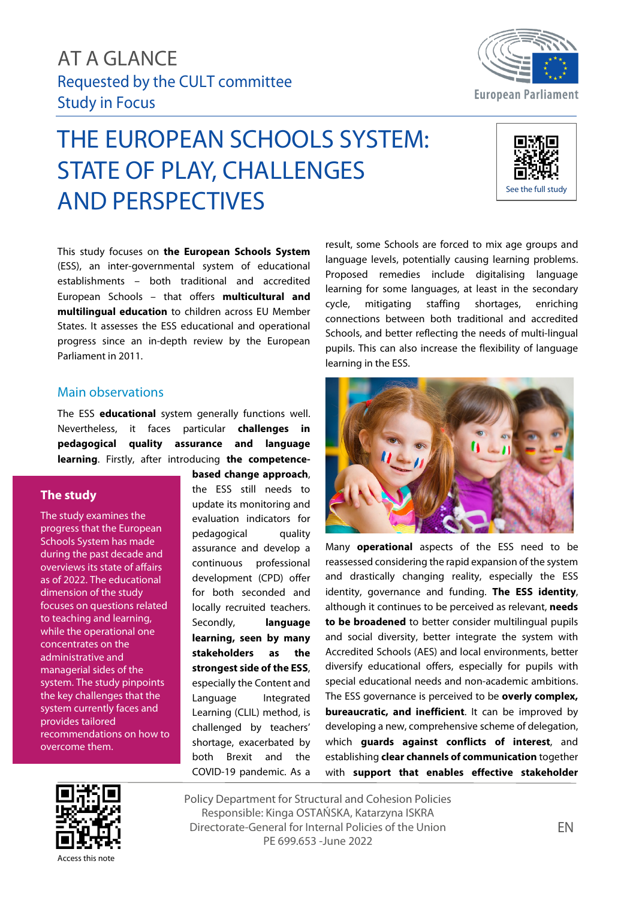AT A GLANCE

Requested by the CULT committee

Study in Focus

# THE EUROPEAN SCHOOLS SYSTEM: STATE OF PLAY, CHALLENGES AND PERSPECTIVES

See the full study

This study focuses on **the European Schools System** (ESS), an inter-governmental system of educational establishments – both traditional and accredited European Schools – that offers **multicultural and multilingual education** to children across EU Member States. It assesses the ESS educational and operational progress since an in-depth review by the European Parliament in 2011.

## The study

The study examines the progress that the European Schools System has made during the past decade and overviews its state of affairs as of 2022. The educational dimension of the study focuses on questions related to teaching and learning, while the operational one concentrates on the administrative and managerial sides of the system. The study pinpoints the key challenges that the system currently faces and provides tailored recommendations on how to overcome them.

## Main observations

The ESS **educational** system generally functions well. Nevertheless, it faces particular **challenges in pedagogical quality assurance and language learning**. Firstly, after introducing **the competence-based change approach**, the ESS still needs to update its monitoring and evaluation indicators for pedagogical quality assurance and develop a continuous professional development (CPD) offer for both seconded and locally recruited teachers. Secondly, **language learning, seen by many stakeholders as the strongest side of the ESS**, especially the Content and Language Integrated Learning (CLIL) method, is challenged by teachers' shortage, exacerbated by both Brexit and the COVID-19 pandemic. As a result, some Schools are forced to mix age groups and language levels, potentially causing learning problems. Proposed remedies include digitalising language learning for some languages, at least in the secondary cycle, mitigating staffing shortages, enriching connections between both traditional and accredited Schools, and better reflecting the needs of multi-lingual pupils. This can also increase the flexibility of language learning in the ESS.

Many **operational** aspects of the ESS need to be reassessed considering the rapid expansion of the system and drastically changing reality, especially the ESS identity, governance and funding. **The ESS identity**, although it continues to be perceived as relevant, **needs to be broadened** to better consider multilingual pupils and social diversity, better integrate the system with Accredited Schools (AES) and local environments, better diversify educational offers, especially for pupils with special educational needs and non-academic ambitions. The ESS governance is perceived to be **overly complex, bureaucratic, and inefficient**. It can be improved by developing a new, comprehensive scheme of delegation, which **guards against conflicts of interest**, and establishing **clear channels of communication** together with **support that enables effective stakeholder**

Access this note

Policy Department for Structural and Cohesion Policies
Responsible: Kinga OSTAŃSKA, Katarzyna ISKRA
Directorate-General for Internal Policies of the Union
PE 699.653 -June 2022

EN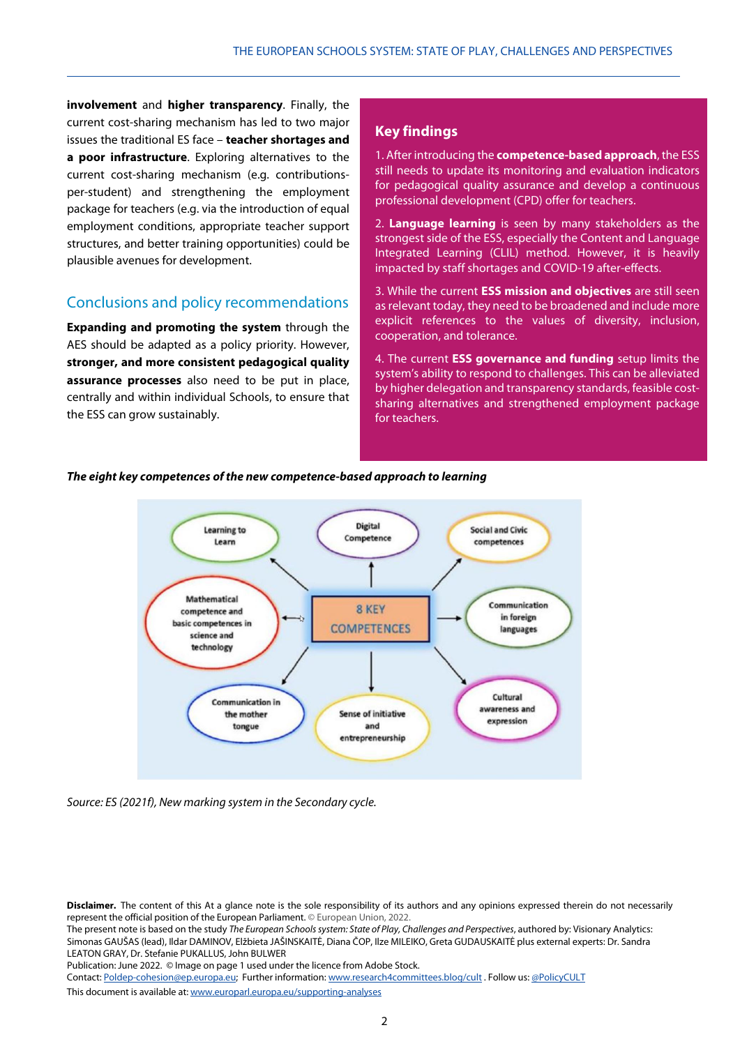**involvement** and **higher transparency**. Finally, the current cost-sharing mechanism has led to two major issues the traditional ES face – **teacher shortages and a poor infrastructure**. Exploring alternatives to the current cost-sharing mechanism (e.g. contributions-per-student) and strengthening the employment package for teachers (e.g. via the introduction of equal employment conditions, appropriate teacher support structures, and better training opportunities) could be plausible avenues for development.

## Conclusions and policy recommendations

**Expanding and promoting the system** through the AES should be adapted as a policy priority. However, **stronger, and more consistent pedagogical quality assurance processes** also need to be put in place, centrally and within individual Schools, to ensure that the ESS can grow sustainably.

## Key findings

1. After introducing the **competence-based approach**, the ESS still needs to update its monitoring and evaluation indicators for pedagogical quality assurance and develop a continuous professional development (CPD) offer for teachers.

2. **Language learning** is seen by many stakeholders as the strongest side of the ESS, especially the Content and Language Integrated Learning (CLIL) method. However, it is heavily impacted by staff shortages and COVID-19 after-effects.

3. While the current **ESS mission and objectives** are still seen as relevant today, they need to be broadened and include more explicit references to the values of diversity, inclusion, cooperation, and tolerance.

4. The current **ESS governance and funding** setup limits the system's ability to respond to challenges. This can be alleviated by higher delegation and transparency standards, feasible cost-sharing alternatives and strengthened employment package for teachers.

***The eight key competences of the new competence-based approach to learning***

8 KEY COMPETENCES

Learning to Learn

Digital Competence

Social and Civic competences

Communication in foreign languages

Cultural awareness and expression

Sense of initiative and entrepreneurship

Communication in the mother tongue

Mathematical competence and basic competences in science and technology

*Source: ES (2021f), New marking system in the Secondary cycle.*

**Disclaimer.** The content of this At a glance note is the sole responsibility of its authors and any opinions expressed therein do not necessarily represent the official position of the European Parliament. © European Union, 2022.

The present note is based on the study *The European Schools system: State of Play, Challenges and Perspectives*, authored by: Visionary Analytics: Simonas GAUŠAS (lead), Ildar DAMINOV, Elžbieta JAŠINSKAITĖ, Diana ČOP, Ilze MILEIKO, Greta GUDAUSKAITĖ plus external experts: Dr. Sandra LEATON GRAY, Dr. Stefanie PUKALLUS, John BULWER

Publication: June 2022. © Image on page 1 used under the licence from Adobe Stock.

Contact: Poldep-cohesion@ep.europa.eu; Further information: www.research4committees.blog/cult . Follow us: @PolicyCULT

This document is available at: www.europarl.europa.eu/supporting-analyses